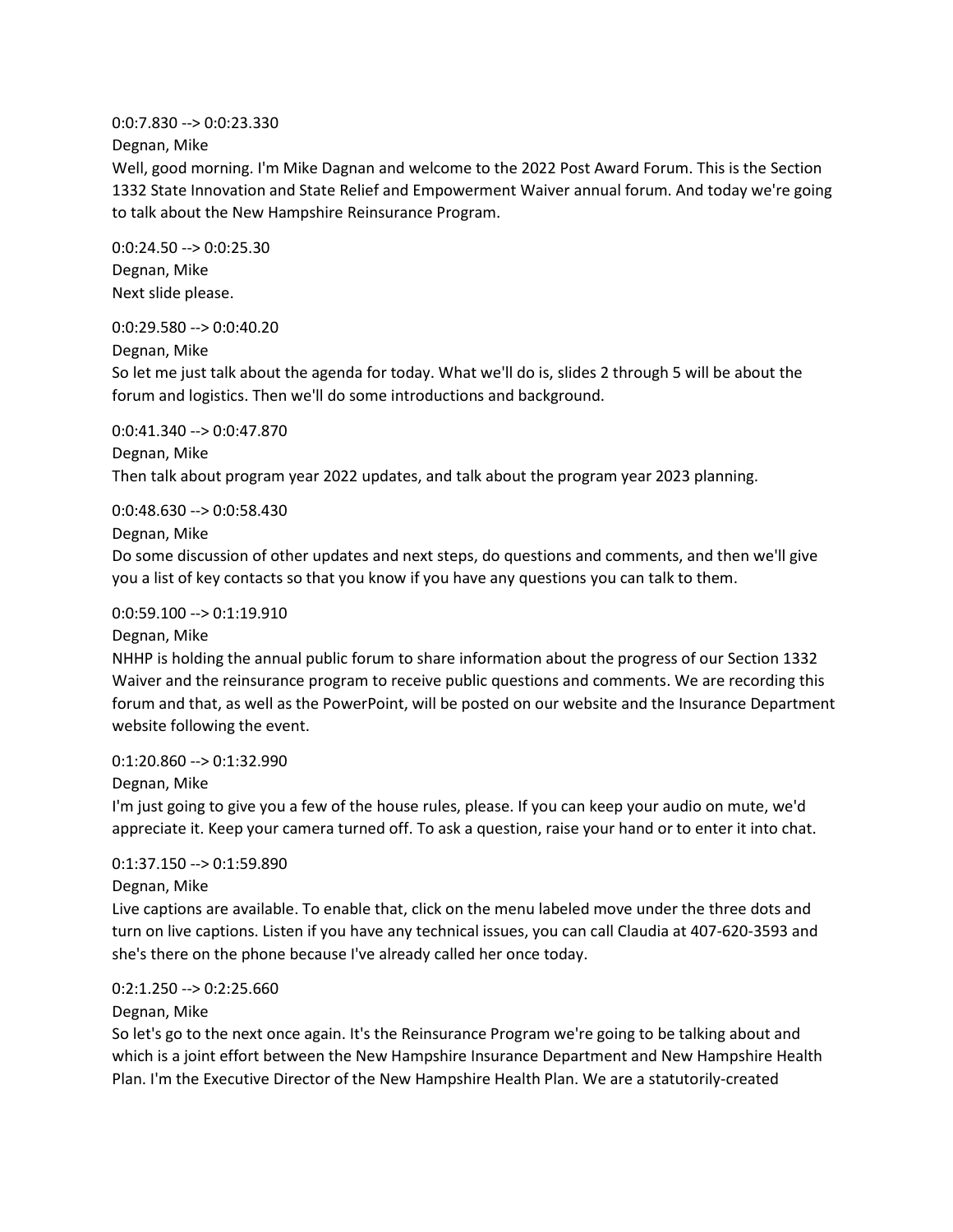0:0:7.830 --> 0:0:23.330
Degnan, Mike
Well, good morning. I'm Mike Dagnan and welcome to the 2022 Post Award Forum. This is the Section 1332 State Innovation and State Relief and Empowerment Waiver annual forum. And today we're going to talk about the New Hampshire Reinsurance Program.

0:0:24.50 --> 0:0:25.30
Degnan, Mike
Next slide please.

0:0:29.580 --> 0:0:40.20
Degnan, Mike
So let me just talk about the agenda for today. What we'll do is, slides 2 through 5 will be about the forum and logistics. Then we'll do some introductions and background.

0:0:41.340 --> 0:0:47.870
Degnan, Mike
Then talk about program year 2022 updates, and talk about the program year 2023 planning.

0:0:48.630 --> 0:0:58.430
Degnan, Mike
Do some discussion of other updates and next steps, do questions and comments, and then we'll give you a list of key contacts so that you know if you have any questions you can talk to them.

0:0:59.100 --> 0:1:19.910
Degnan, Mike
NHHP is holding the annual public forum to share information about the progress of our Section 1332 Waiver and the reinsurance program to receive public questions and comments. We are recording this forum and that, as well as the PowerPoint, will be posted on our website and the Insurance Department website following the event.

0:1:20.860 --> 0:1:32.990
Degnan, Mike
I'm just going to give you a few of the house rules, please. If you can keep your audio on mute, we'd appreciate it. Keep your camera turned off. To ask a question, raise your hand or to enter it into chat.

0:1:37.150 --> 0:1:59.890
Degnan, Mike
Live captions are available. To enable that, click on the menu labeled move under the three dots and turn on live captions. Listen if you have any technical issues, you can call Claudia at 407-620-3593 and she's there on the phone because I've already called her once today.

0:2:1.250 --> 0:2:25.660
Degnan, Mike
So let's go to the next once again. It's the Reinsurance Program we're going to be talking about and which is a joint effort between the New Hampshire Insurance Department and New Hampshire Health Plan. I'm the Executive Director of the New Hampshire Health Plan. We are a statutorily-created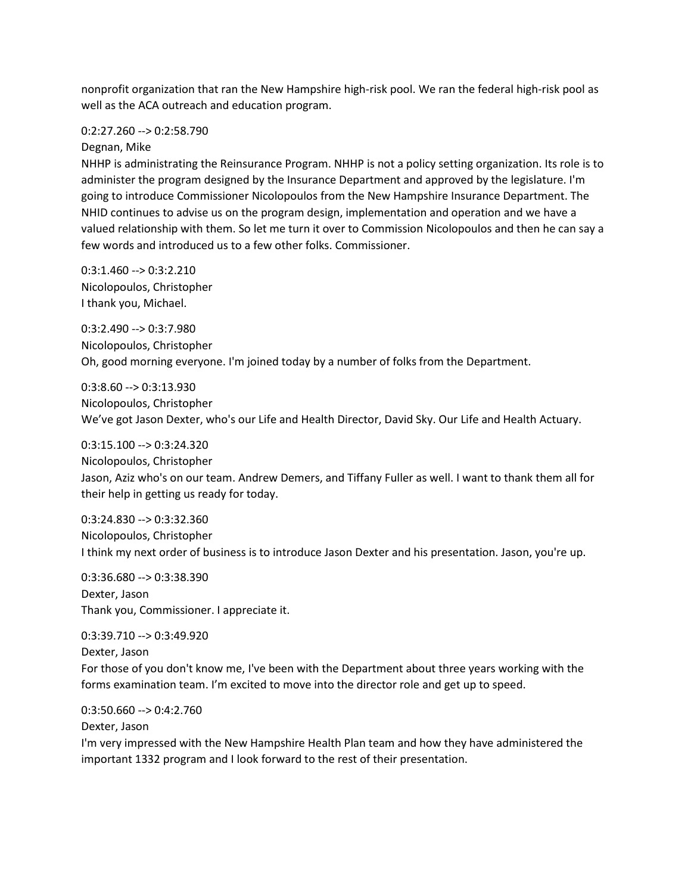nonprofit organization that ran the New Hampshire high-risk pool. We ran the federal high-risk pool as well as the ACA outreach and education program.

0:2:27.260 --> 0:2:58.790
Degnan, Mike
NHHP is administrating the Reinsurance Program. NHHP is not a policy setting organization. Its role is to administer the program designed by the Insurance Department and approved by the legislature. I'm going to introduce Commissioner Nicolopoulos from the New Hampshire Insurance Department. The NHID continues to advise us on the program design, implementation and operation and we have a valued relationship with them. So let me turn it over to Commission Nicolopoulos and then he can say a few words and introduced us to a few other folks. Commissioner.

0:3:1.460 --> 0:3:2.210
Nicolopoulos, Christopher
I thank you, Michael.

0:3:2.490 --> 0:3:7.980
Nicolopoulos, Christopher
Oh, good morning everyone. I'm joined today by a number of folks from the Department.

0:3:8.60 --> 0:3:13.930
Nicolopoulos, Christopher
We've got Jason Dexter, who's our Life and Health Director, David Sky. Our Life and Health Actuary.

0:3:15.100 --> 0:3:24.320
Nicolopoulos, Christopher
Jason, Aziz who's on our team. Andrew Demers, and Tiffany Fuller as well. I want to thank them all for their help in getting us ready for today.

0:3:24.830 --> 0:3:32.360
Nicolopoulos, Christopher
I think my next order of business is to introduce Jason Dexter and his presentation. Jason, you're up.

0:3:36.680 --> 0:3:38.390
Dexter, Jason
Thank you, Commissioner. I appreciate it.

0:3:39.710 --> 0:3:49.920
Dexter, Jason
For those of you don't know me, I've been with the Department about three years working with the forms examination team. I'm excited to move into the director role and get up to speed.

0:3:50.660 --> 0:4:2.760
Dexter, Jason
I'm very impressed with the New Hampshire Health Plan team and how they have administered the important 1332 program and I look forward to the rest of their presentation.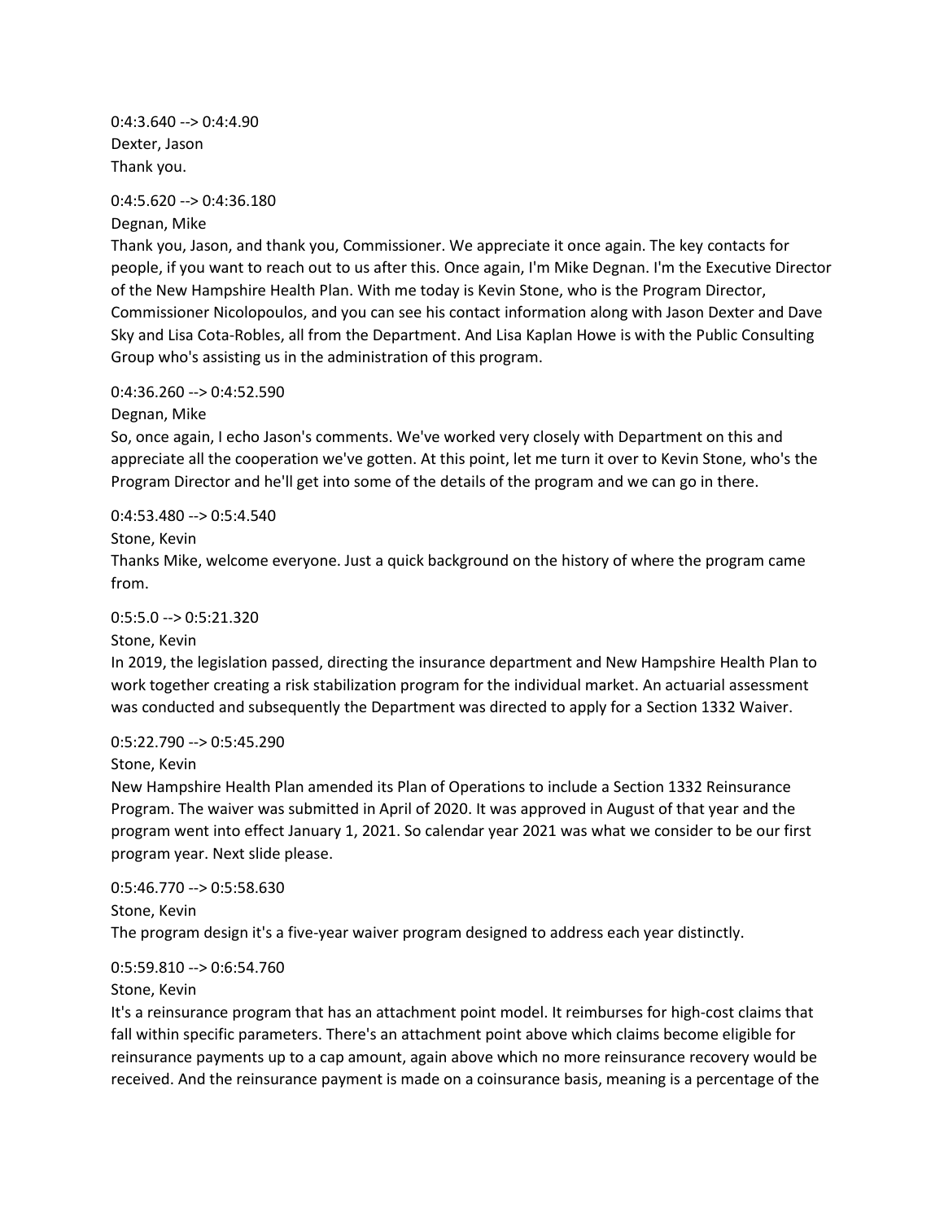0:4:3.640 --> 0:4:4.90
Dexter, Jason
Thank you.

0:4:5.620 --> 0:4:36.180
Degnan, Mike
Thank you, Jason, and thank you, Commissioner. We appreciate it once again. The key contacts for people, if you want to reach out to us after this. Once again, I'm Mike Degnan. I'm the Executive Director of the New Hampshire Health Plan. With me today is Kevin Stone, who is the Program Director, Commissioner Nicolopoulos, and you can see his contact information along with Jason Dexter and Dave Sky and Lisa Cota-Robles, all from the Department. And Lisa Kaplan Howe is with the Public Consulting Group who's assisting us in the administration of this program.

0:4:36.260 --> 0:4:52.590
Degnan, Mike
So, once again, I echo Jason's comments. We've worked very closely with Department on this and appreciate all the cooperation we've gotten. At this point, let me turn it over to Kevin Stone, who's the Program Director and he'll get into some of the details of the program and we can go in there.

0:4:53.480 --> 0:5:4.540
Stone, Kevin
Thanks Mike, welcome everyone. Just a quick background on the history of where the program came from.

0:5:5.0 --> 0:5:21.320
Stone, Kevin
In 2019, the legislation passed, directing the insurance department and New Hampshire Health Plan to work together creating a risk stabilization program for the individual market. An actuarial assessment was conducted and subsequently the Department was directed to apply for a Section 1332 Waiver.

0:5:22.790 --> 0:5:45.290
Stone, Kevin
New Hampshire Health Plan amended its Plan of Operations to include a Section 1332 Reinsurance Program. The waiver was submitted in April of 2020. It was approved in August of that year and the program went into effect January 1, 2021. So calendar year 2021 was what we consider to be our first program year. Next slide please.

0:5:46.770 --> 0:5:58.630
Stone, Kevin
The program design it's a five-year waiver program designed to address each year distinctly.

0:5:59.810 --> 0:6:54.760
Stone, Kevin
It's a reinsurance program that has an attachment point model. It reimburses for high-cost claims that fall within specific parameters. There's an attachment point above which claims become eligible for reinsurance payments up to a cap amount, again above which no more reinsurance recovery would be received. And the reinsurance payment is made on a coinsurance basis, meaning is a percentage of the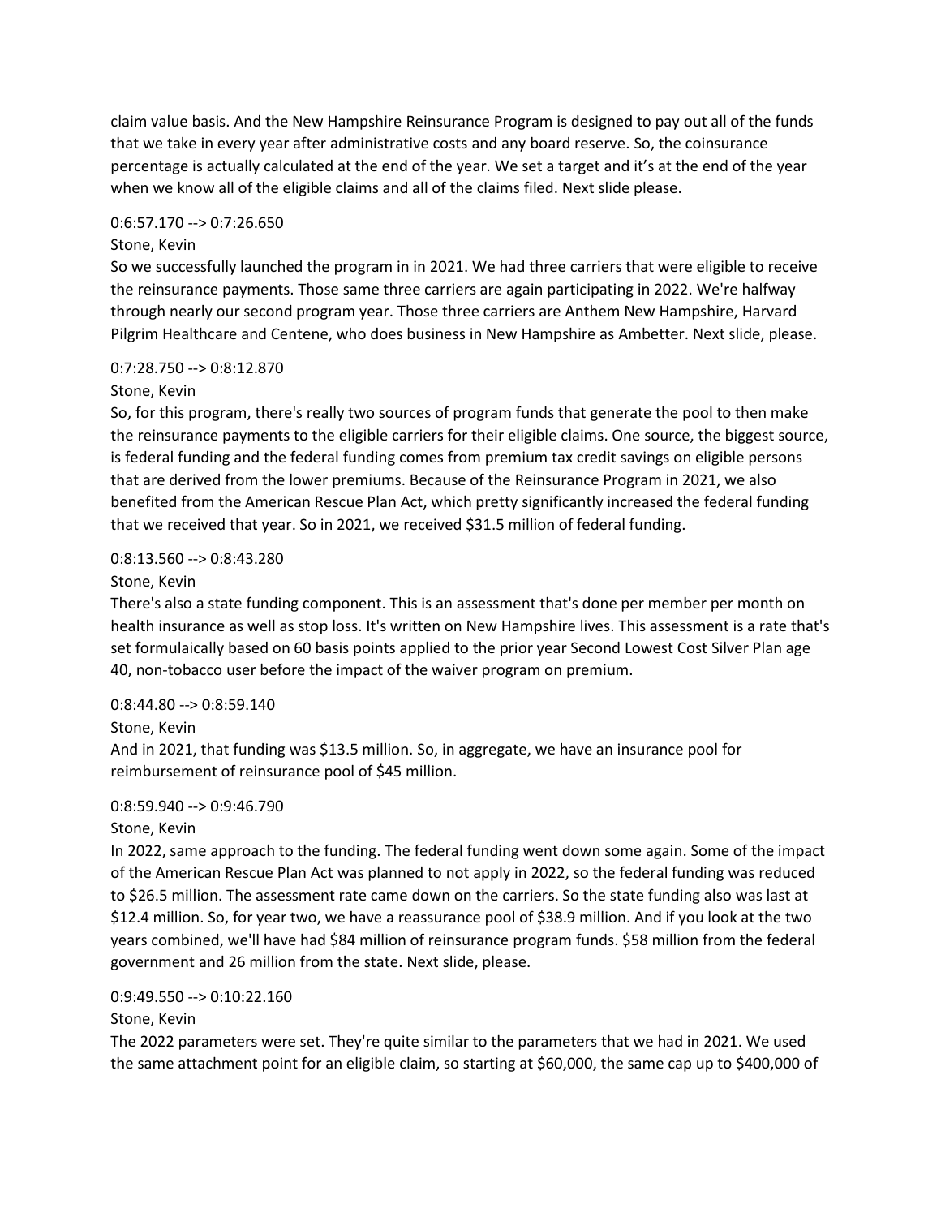claim value basis. And the New Hampshire Reinsurance Program is designed to pay out all of the funds that we take in every year after administrative costs and any board reserve. So, the coinsurance percentage is actually calculated at the end of the year. We set a target and it's at the end of the year when we know all of the eligible claims and all of the claims filed. Next slide please.

0:6:57.170 --> 0:7:26.650

Stone, Kevin

So we successfully launched the program in in 2021. We had three carriers that were eligible to receive the reinsurance payments. Those same three carriers are again participating in 2022. We're halfway through nearly our second program year. Those three carriers are Anthem New Hampshire, Harvard Pilgrim Healthcare and Centene, who does business in New Hampshire as Ambetter. Next slide, please.

0:7:28.750 --> 0:8:12.870

Stone, Kevin

So, for this program, there's really two sources of program funds that generate the pool to then make the reinsurance payments to the eligible carriers for their eligible claims. One source, the biggest source, is federal funding and the federal funding comes from premium tax credit savings on eligible persons that are derived from the lower premiums. Because of the Reinsurance Program in 2021, we also benefited from the American Rescue Plan Act, which pretty significantly increased the federal funding that we received that year. So in 2021, we received $31.5 million of federal funding.

0:8:13.560 --> 0:8:43.280

Stone, Kevin

There's also a state funding component. This is an assessment that's done per member per month on health insurance as well as stop loss. It's written on New Hampshire lives. This assessment is a rate that's set formulaically based on 60 basis points applied to the prior year Second Lowest Cost Silver Plan age 40, non-tobacco user before the impact of the waiver program on premium.

0:8:44.80 --> 0:8:59.140

Stone, Kevin

And in 2021, that funding was $13.5 million. So, in aggregate, we have an insurance pool for reimbursement of reinsurance pool of $45 million.

0:8:59.940 --> 0:9:46.790

Stone, Kevin

In 2022, same approach to the funding. The federal funding went down some again. Some of the impact of the American Rescue Plan Act was planned to not apply in 2022, so the federal funding was reduced to $26.5 million. The assessment rate came down on the carriers. So the state funding also was last at $12.4 million. So, for year two, we have a reassurance pool of $38.9 million. And if you look at the two years combined, we'll have had $84 million of reinsurance program funds. $58 million from the federal government and 26 million from the state. Next slide, please.

0:9:49.550 --> 0:10:22.160

Stone, Kevin

The 2022 parameters were set. They're quite similar to the parameters that we had in 2021. We used the same attachment point for an eligible claim, so starting at $60,000, the same cap up to $400,000 of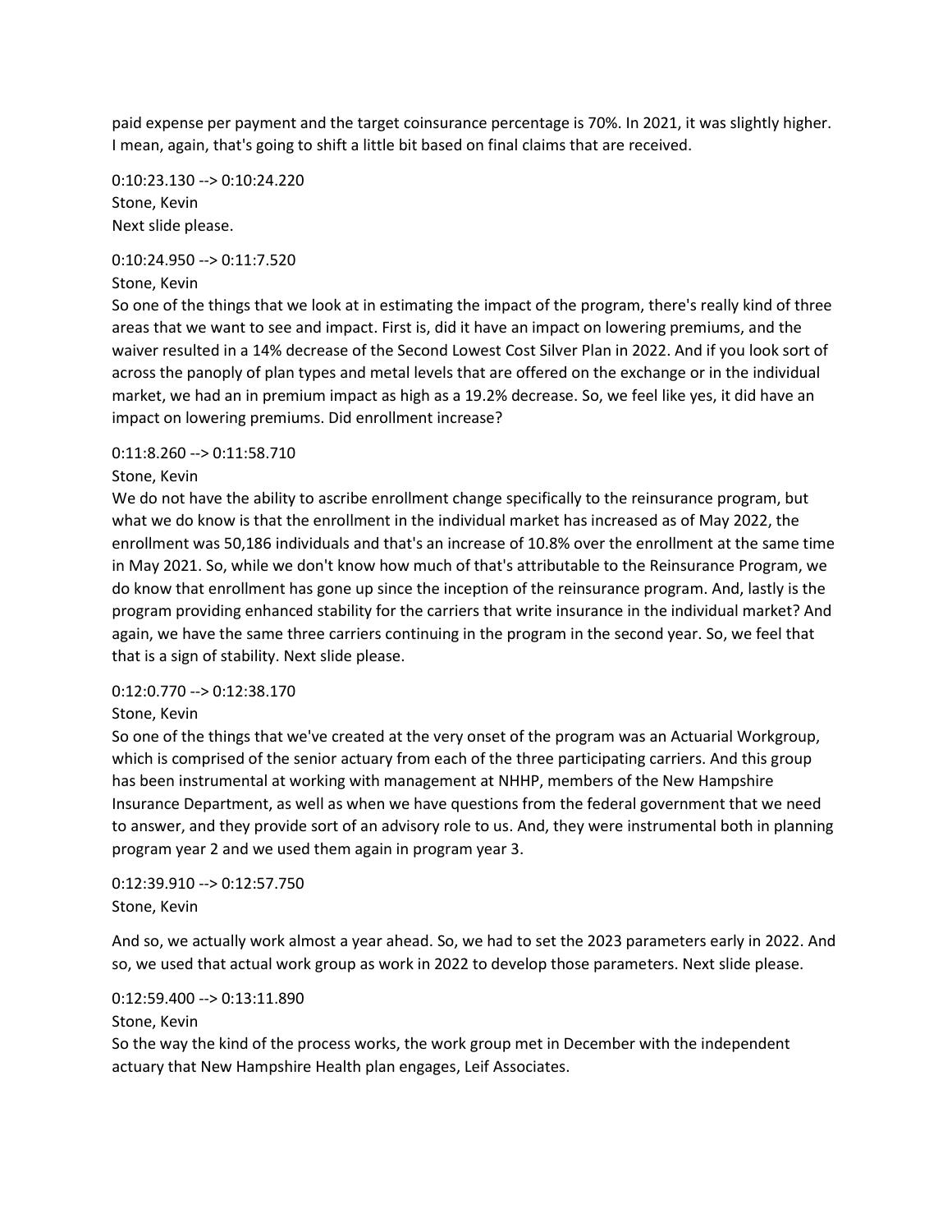paid expense per payment and the target coinsurance percentage is 70%. In 2021, it was slightly higher. I mean, again, that's going to shift a little bit based on final claims that are received.

0:10:23.130 --> 0:10:24.220
Stone, Kevin
Next slide please.

0:10:24.950 --> 0:11:7.520
Stone, Kevin
So one of the things that we look at in estimating the impact of the program, there's really kind of three areas that we want to see and impact. First is, did it have an impact on lowering premiums, and the waiver resulted in a 14% decrease of the Second Lowest Cost Silver Plan in 2022. And if you look sort of across the panoply of plan types and metal levels that are offered on the exchange or in the individual market, we had an in premium impact as high as a 19.2% decrease. So, we feel like yes, it did have an impact on lowering premiums. Did enrollment increase?

0:11:8.260 --> 0:11:58.710
Stone, Kevin
We do not have the ability to ascribe enrollment change specifically to the reinsurance program, but what we do know is that the enrollment in the individual market has increased as of May 2022, the enrollment was 50,186 individuals and that's an increase of 10.8% over the enrollment at the same time in May 2021. So, while we don't know how much of that's attributable to the Reinsurance Program, we do know that enrollment has gone up since the inception of the reinsurance program. And, lastly is the program providing enhanced stability for the carriers that write insurance in the individual market? And again, we have the same three carriers continuing in the program in the second year. So, we feel that that is a sign of stability. Next slide please.

0:12:0.770 --> 0:12:38.170
Stone, Kevin
So one of the things that we've created at the very onset of the program was an Actuarial Workgroup, which is comprised of the senior actuary from each of the three participating carriers. And this group has been instrumental at working with management at NHHP, members of the New Hampshire Insurance Department, as well as when we have questions from the federal government that we need to answer, and they provide sort of an advisory role to us. And, they were instrumental both in planning program year 2 and we used them again in program year 3.

0:12:39.910 --> 0:12:57.750
Stone, Kevin

And so, we actually work almost a year ahead. So, we had to set the 2023 parameters early in 2022. And so, we used that actual work group as work in 2022 to develop those parameters. Next slide please.

0:12:59.400 --> 0:13:11.890
Stone, Kevin
So the way the kind of the process works, the work group met in December with the independent actuary that New Hampshire Health plan engages, Leif Associates.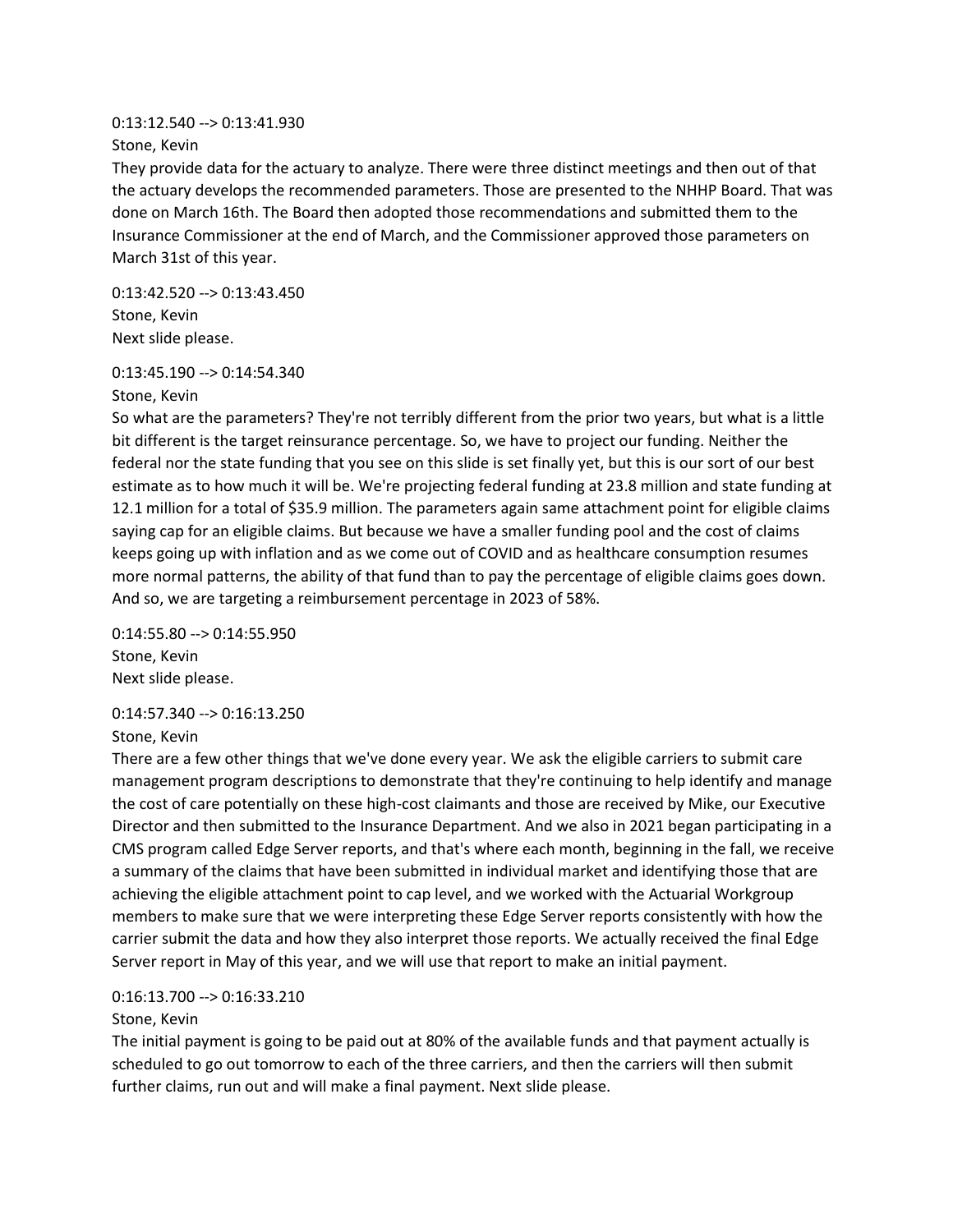0:13:12.540 --> 0:13:41.930
Stone, Kevin
They provide data for the actuary to analyze. There were three distinct meetings and then out of that the actuary develops the recommended parameters. Those are presented to the NHHP Board. That was done on March 16th. The Board then adopted those recommendations and submitted them to the Insurance Commissioner at the end of March, and the Commissioner approved those parameters on March 31st of this year.

0:13:42.520 --> 0:13:43.450
Stone, Kevin
Next slide please.

0:13:45.190 --> 0:14:54.340
Stone, Kevin
So what are the parameters? They're not terribly different from the prior two years, but what is a little bit different is the target reinsurance percentage. So, we have to project our funding. Neither the federal nor the state funding that you see on this slide is set finally yet, but this is our sort of our best estimate as to how much it will be. We're projecting federal funding at 23.8 million and state funding at 12.1 million for a total of $35.9 million. The parameters again same attachment point for eligible claims saying cap for an eligible claims. But because we have a smaller funding pool and the cost of claims keeps going up with inflation and as we come out of COVID and as healthcare consumption resumes more normal patterns, the ability of that fund than to pay the percentage of eligible claims goes down. And so, we are targeting a reimbursement percentage in 2023 of 58%.

0:14:55.80 --> 0:14:55.950
Stone, Kevin
Next slide please.

0:14:57.340 --> 0:16:13.250
Stone, Kevin
There are a few other things that we've done every year. We ask the eligible carriers to submit care management program descriptions to demonstrate that they're continuing to help identify and manage the cost of care potentially on these high-cost claimants and those are received by Mike, our Executive Director and then submitted to the Insurance Department. And we also in 2021 began participating in a CMS program called Edge Server reports, and that's where each month, beginning in the fall, we receive a summary of the claims that have been submitted in individual market and identifying those that are achieving the eligible attachment point to cap level, and we worked with the Actuarial Workgroup members to make sure that we were interpreting these Edge Server reports consistently with how the carrier submit the data and how they also interpret those reports. We actually received the final Edge Server report in May of this year, and we will use that report to make an initial payment.

0:16:13.700 --> 0:16:33.210
Stone, Kevin
The initial payment is going to be paid out at 80% of the available funds and that payment actually is scheduled to go out tomorrow to each of the three carriers, and then the carriers will then submit further claims, run out and will make a final payment. Next slide please.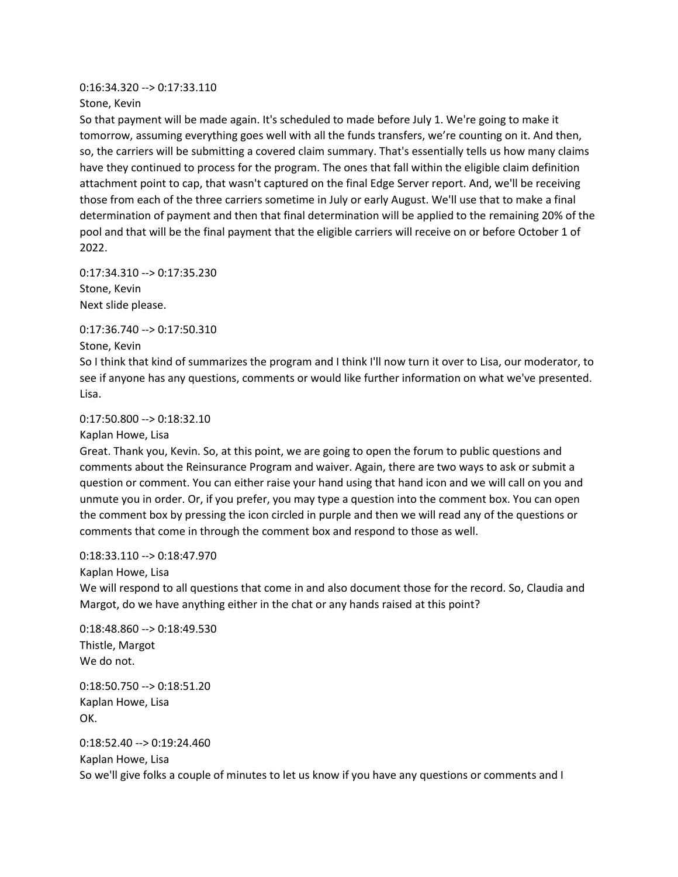0:16:34.320 --> 0:17:33.110
Stone, Kevin
So that payment will be made again. It's scheduled to made before July 1. We're going to make it tomorrow, assuming everything goes well with all the funds transfers, we're counting on it. And then, so, the carriers will be submitting a covered claim summary. That's essentially tells us how many claims have they continued to process for the program. The ones that fall within the eligible claim definition attachment point to cap, that wasn't captured on the final Edge Server report. And, we'll be receiving those from each of the three carriers sometime in July or early August. We'll use that to make a final determination of payment and then that final determination will be applied to the remaining 20% of the pool and that will be the final payment that the eligible carriers will receive on or before October 1 of 2022.

0:17:34.310 --> 0:17:35.230
Stone, Kevin
Next slide please.

0:17:36.740 --> 0:17:50.310
Stone, Kevin
So I think that kind of summarizes the program and I think I'll now turn it over to Lisa, our moderator, to see if anyone has any questions, comments or would like further information on what we've presented. Lisa.

0:17:50.800 --> 0:18:32.10
Kaplan Howe, Lisa
Great. Thank you, Kevin. So, at this point, we are going to open the forum to public questions and comments about the Reinsurance Program and waiver. Again, there are two ways to ask or submit a question or comment. You can either raise your hand using that hand icon and we will call on you and unmute you in order. Or, if you prefer, you may type a question into the comment box. You can open the comment box by pressing the icon circled in purple and then we will read any of the questions or comments that come in through the comment box and respond to those as well.

0:18:33.110 --> 0:18:47.970
Kaplan Howe, Lisa
We will respond to all questions that come in and also document those for the record. So, Claudia and Margot, do we have anything either in the chat or any hands raised at this point?

0:18:48.860 --> 0:18:49.530
Thistle, Margot
We do not.

0:18:50.750 --> 0:18:51.20
Kaplan Howe, Lisa
OK.

0:18:52.40 --> 0:19:24.460
Kaplan Howe, Lisa
So we'll give folks a couple of minutes to let us know if you have any questions or comments and I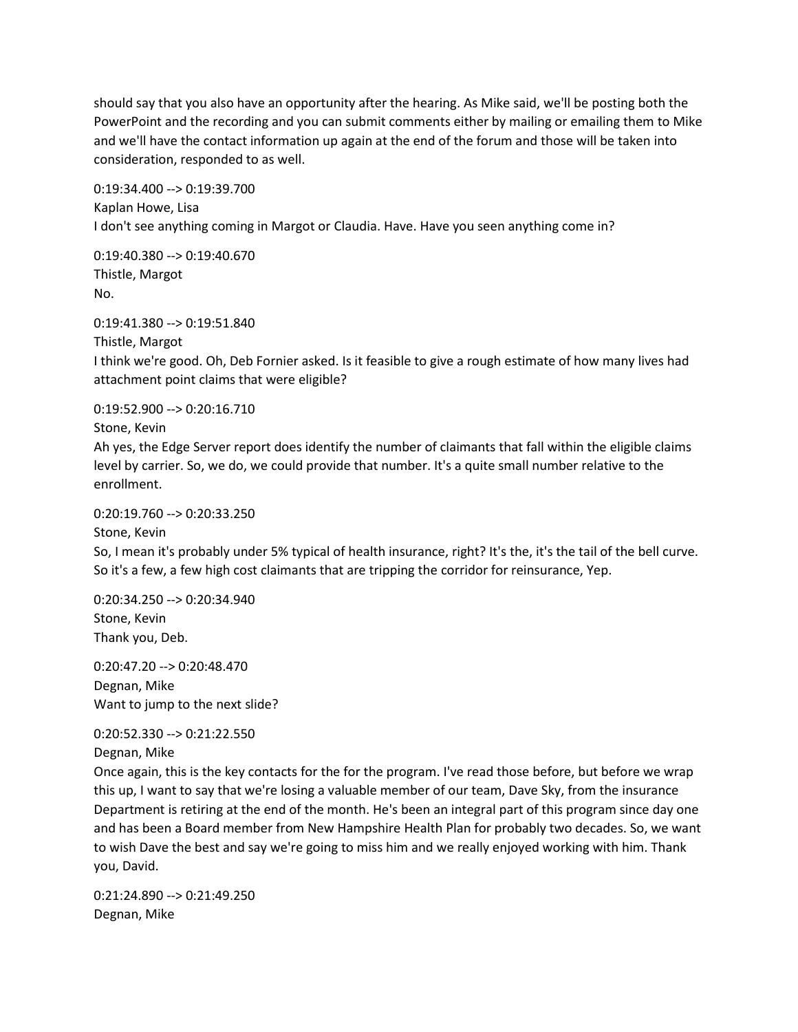should say that you also have an opportunity after the hearing. As Mike said, we'll be posting both the PowerPoint and the recording and you can submit comments either by mailing or emailing them to Mike and we'll have the contact information up again at the end of the forum and those will be taken into consideration, responded to as well.

0:19:34.400 --> 0:19:39.700
Kaplan Howe, Lisa
I don't see anything coming in Margot or Claudia. Have. Have you seen anything come in?

0:19:40.380 --> 0:19:40.670
Thistle, Margot
No.

0:19:41.380 --> 0:19:51.840
Thistle, Margot
I think we're good. Oh, Deb Fornier asked. Is it feasible to give a rough estimate of how many lives had attachment point claims that were eligible?

0:19:52.900 --> 0:20:16.710
Stone, Kevin
Ah yes, the Edge Server report does identify the number of claimants that fall within the eligible claims level by carrier. So, we do, we could provide that number. It's a quite small number relative to the enrollment.

0:20:19.760 --> 0:20:33.250
Stone, Kevin
So, I mean it's probably under 5% typical of health insurance, right? It's the, it's the tail of the bell curve. So it's a few, a few high cost claimants that are tripping the corridor for reinsurance, Yep.

0:20:34.250 --> 0:20:34.940
Stone, Kevin
Thank you, Deb.

0:20:47.20 --> 0:20:48.470
Degnan, Mike
Want to jump to the next slide?

0:20:52.330 --> 0:21:22.550
Degnan, Mike
Once again, this is the key contacts for the for the program. I've read those before, but before we wrap this up, I want to say that we're losing a valuable member of our team, Dave Sky, from the insurance Department is retiring at the end of the month. He's been an integral part of this program since day one and has been a Board member from New Hampshire Health Plan for probably two decades. So, we want to wish Dave the best and say we're going to miss him and we really enjoyed working with him. Thank you, David.

0:21:24.890 --> 0:21:49.250
Degnan, Mike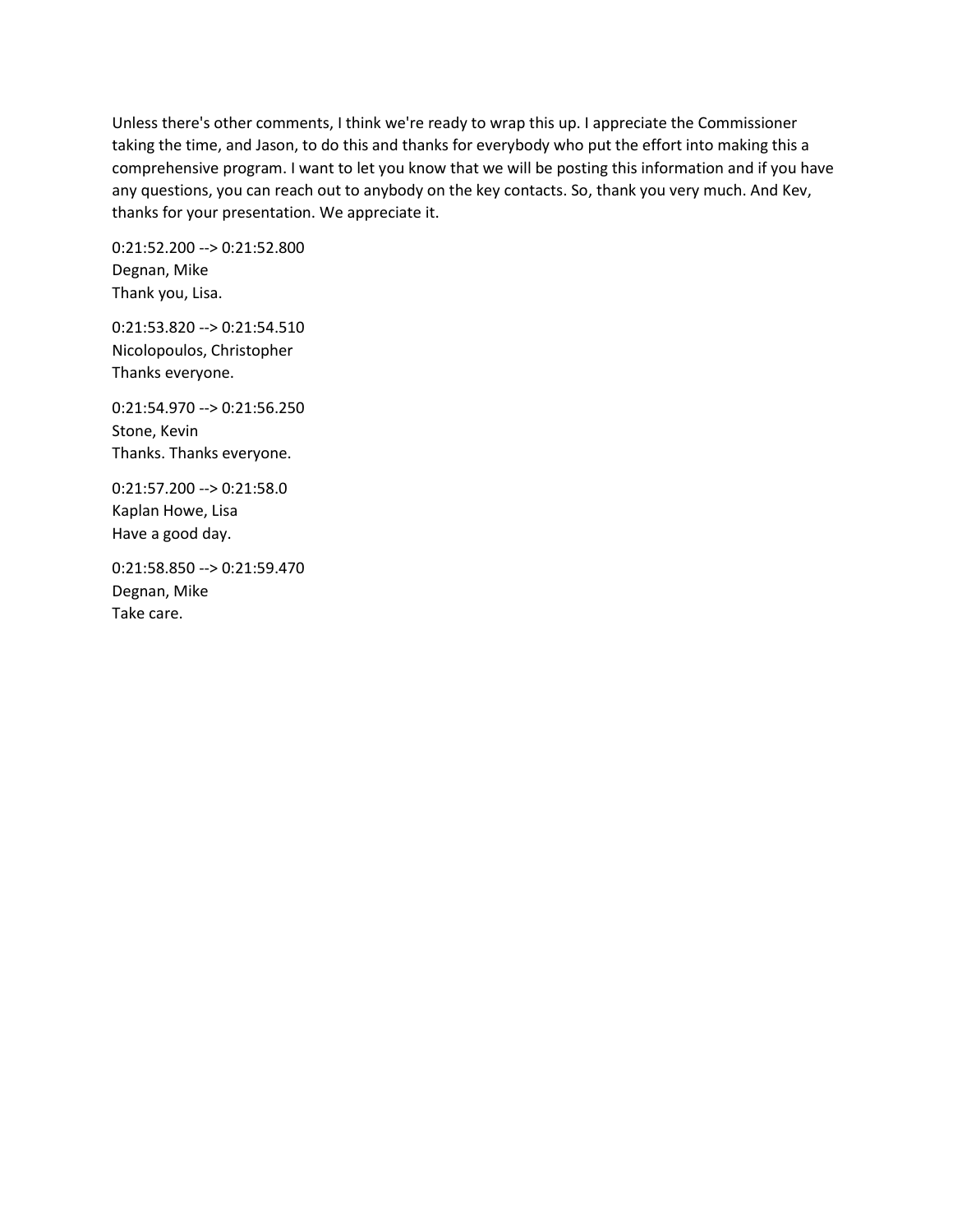Unless there's other comments, I think we're ready to wrap this up. I appreciate the Commissioner taking the time, and Jason, to do this and thanks for everybody who put the effort into making this a comprehensive program. I want to let you know that we will be posting this information and if you have any questions, you can reach out to anybody on the key contacts. So, thank you very much. And Kev, thanks for your presentation. We appreciate it.

0:21:52.200 --> 0:21:52.800
Degnan, Mike
Thank you, Lisa.

0:21:53.820 --> 0:21:54.510
Nicolopoulos, Christopher
Thanks everyone.

0:21:54.970 --> 0:21:56.250
Stone, Kevin
Thanks. Thanks everyone.

0:21:57.200 --> 0:21:58.0
Kaplan Howe, Lisa
Have a good day.

0:21:58.850 --> 0:21:59.470
Degnan, Mike
Take care.